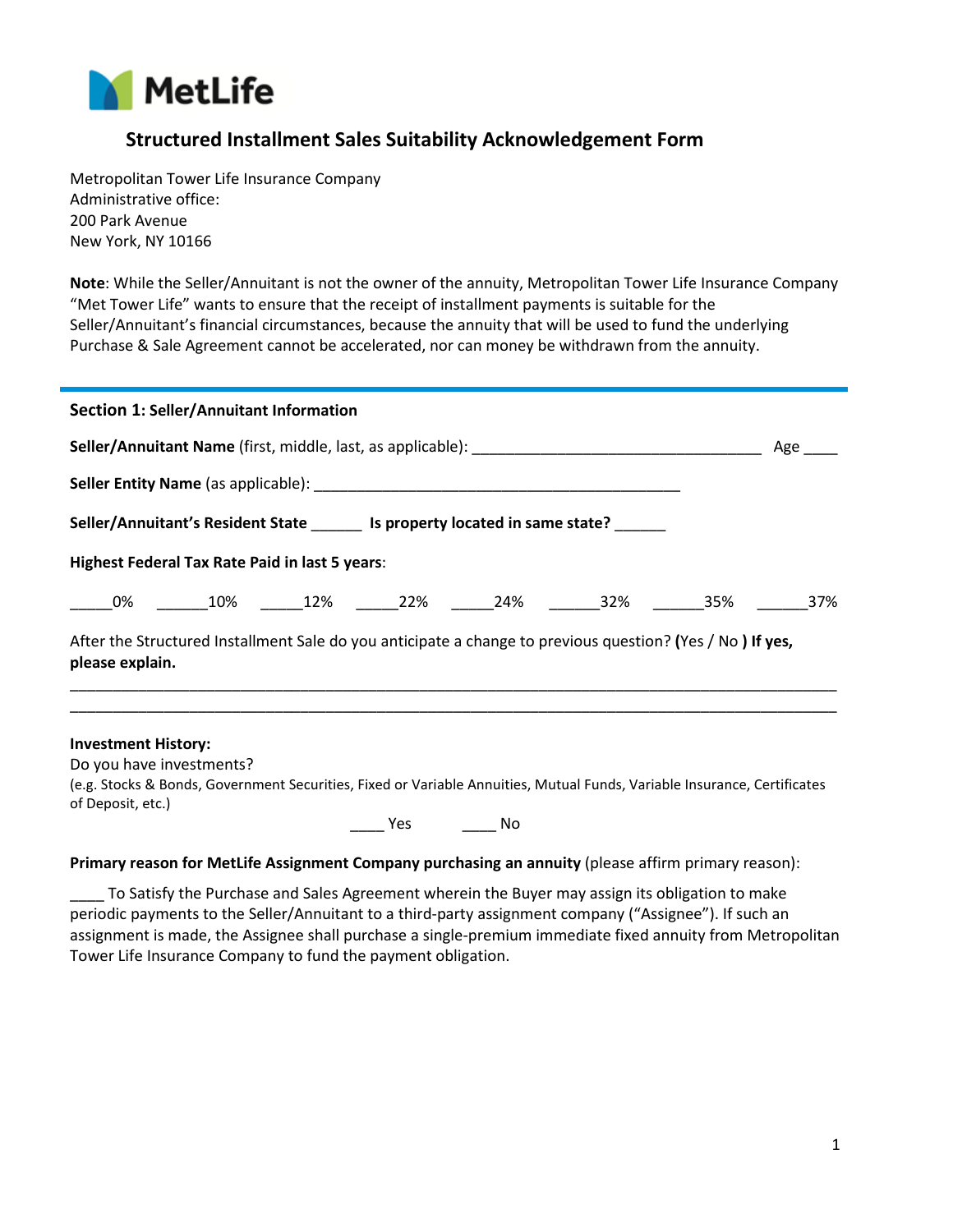MetLife

# Structured Installment Sales Suitability Acknowledgement Form

Metropolitan Tower Life Insurance Company
Administrative office:
200 Park Avenue
New York, NY 10166

**Note**: While the Seller/Annuitant is not the owner of the annuity, Metropolitan Tower Life Insurance Company "Met Tower Life" wants to ensure that the receipt of installment payments is suitable for the Seller/Annuitant's financial circumstances, because the annuity that will be used to fund the underlying Purchase & Sale Agreement cannot be accelerated, nor can money be withdrawn from the annuity.

---

## Section 1: Seller/Annuitant Information

**Seller/Annuitant Name** (first, middle, last, as applicable): ___________________________________ Age ____

**Seller Entity Name** (as applicable): ____________________________________________

**Seller/Annuitant's Resident State** ______ **Is property located in same state?** ______

**Highest Federal Tax Rate Paid in last 5 years**:

_____0% ______10% _____12% _____22% _____24% ______32% ______35% ______37%

After the Structured Installment Sale do you anticipate a change to previous question? **(**Yes / No **) If yes, please explain.**

_____________________________________________________________________________________
_____________________________________________________________________________________

**Investment History:**
Do you have investments?
(e.g. Stocks & Bonds, Government Securities, Fixed or Variable Annuities, Mutual Funds, Variable Insurance, Certificates of Deposit, etc.)

____ Yes ____ No

**Primary reason for MetLife Assignment Company purchasing an annuity** (please affirm primary reason):

____ To Satisfy the Purchase and Sales Agreement wherein the Buyer may assign its obligation to make periodic payments to the Seller/Annuitant to a third-party assignment company ("Assignee"). If such an assignment is made, the Assignee shall purchase a single-premium immediate fixed annuity from Metropolitan Tower Life Insurance Company to fund the payment obligation.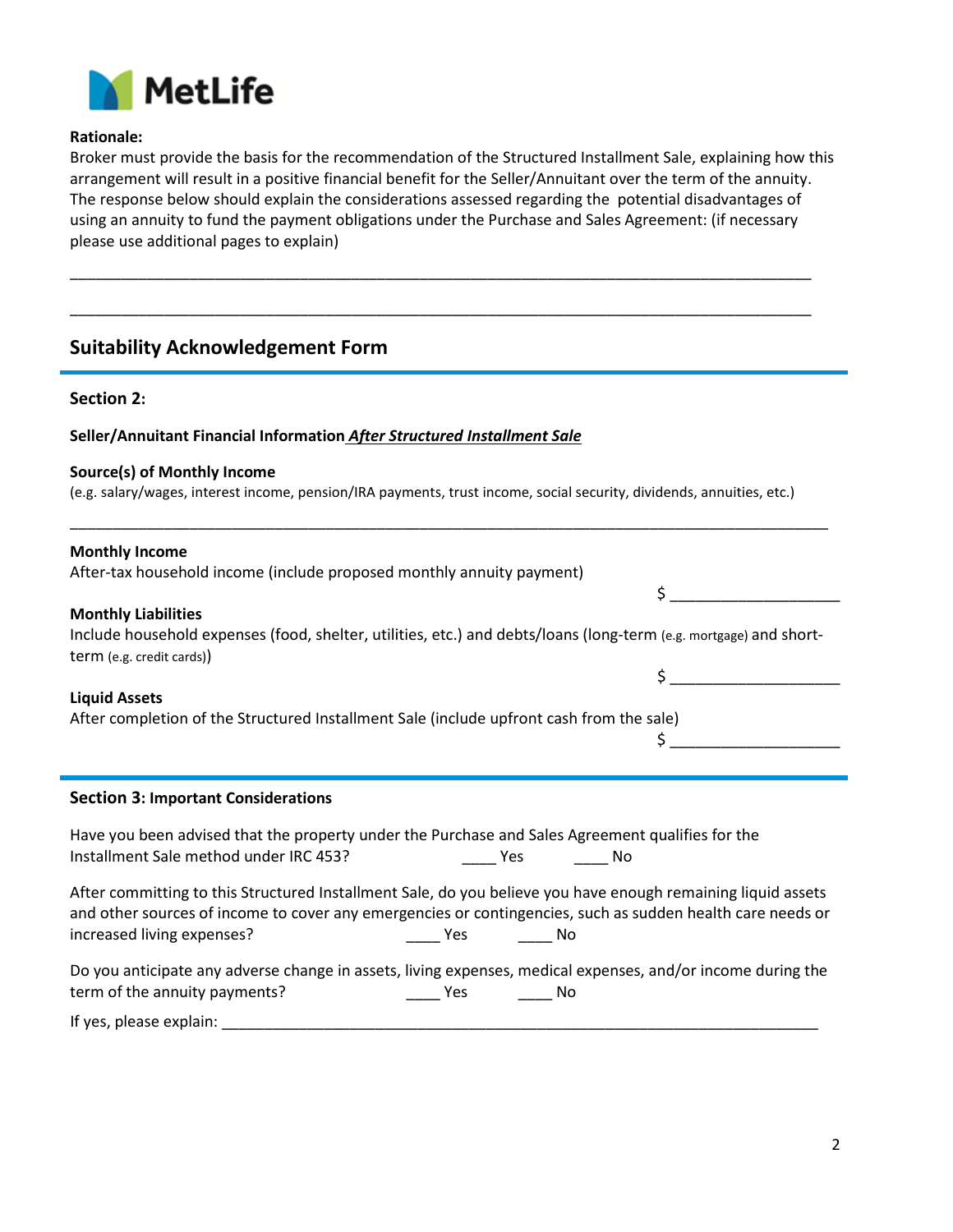**Rationale:**

Broker must provide the basis for the recommendation of the Structured Installment Sale, explaining how this arrangement will result in a positive financial benefit for the Seller/Annuitant over the term of the annuity. The response below should explain the considerations assessed regarding the potential disadvantages of using an annuity to fund the payment obligations under the Purchase and Sales Agreement: (if necessary please use additional pages to explain)

\_\_\_\_\_\_\_\_\_\_\_\_\_\_\_\_\_\_\_\_\_\_\_\_\_\_\_\_\_\_\_\_\_\_\_\_\_\_\_\_\_\_\_\_\_\_\_\_\_\_\_\_\_\_\_\_\_\_\_\_\_\_\_\_\_\_\_\_\_\_\_\_\_\_\_\_\_\_

\_\_\_\_\_\_\_\_\_\_\_\_\_\_\_\_\_\_\_\_\_\_\_\_\_\_\_\_\_\_\_\_\_\_\_\_\_\_\_\_\_\_\_\_\_\_\_\_\_\_\_\_\_\_\_\_\_\_\_\_\_\_\_\_\_\_\_\_\_\_\_\_\_\_\_\_\_\_

## Suitability Acknowledgement Form

### Section 2:

**Seller/Annuitant Financial Information *After Structured Installment Sale***

**Source(s) of Monthly Income**

(e.g. salary/wages, interest income, pension/IRA payments, trust income, social security, dividends, annuities, etc.)

\_\_\_\_\_\_\_\_\_\_\_\_\_\_\_\_\_\_\_\_\_\_\_\_\_\_\_\_\_\_\_\_\_\_\_\_\_\_\_\_\_\_\_\_\_\_\_\_\_\_\_\_\_\_\_\_\_\_\_\_\_\_\_\_\_\_\_\_\_\_\_\_\_\_\_\_\_\_

**Monthly Income**

After-tax household income (include proposed monthly annuity payment)

$ \_\_\_\_\_\_\_\_\_\_\_\_\_\_\_\_\_\_

**Monthly Liabilities**

Include household expenses (food, shelter, utilities, etc.) and debts/loans (long-term (e.g. mortgage) and short-term (e.g. credit cards))

$ \_\_\_\_\_\_\_\_\_\_\_\_\_\_\_\_\_\_

**Liquid Assets**

After completion of the Structured Installment Sale (include upfront cash from the sale)

$ \_\_\_\_\_\_\_\_\_\_\_\_\_\_\_\_\_\_

### Section 3: Important Considerations

Have you been advised that the property under the Purchase and Sales Agreement qualifies for the Installment Sale method under IRC 453? \_\_\_\_ Yes \_\_\_\_ No

After committing to this Structured Installment Sale, do you believe you have enough remaining liquid assets and other sources of income to cover any emergencies or contingencies, such as sudden health care needs or increased living expenses? \_\_\_\_ Yes \_\_\_\_ No

Do you anticipate any adverse change in assets, living expenses, medical expenses, and/or income during the term of the annuity payments? \_\_\_\_ Yes \_\_\_\_ No

If yes, please explain: \_\_\_\_\_\_\_\_\_\_\_\_\_\_\_\_\_\_\_\_\_\_\_\_\_\_\_\_\_\_\_\_\_\_\_\_\_\_\_\_\_\_\_\_\_\_\_\_\_\_\_\_\_\_\_\_\_\_\_\_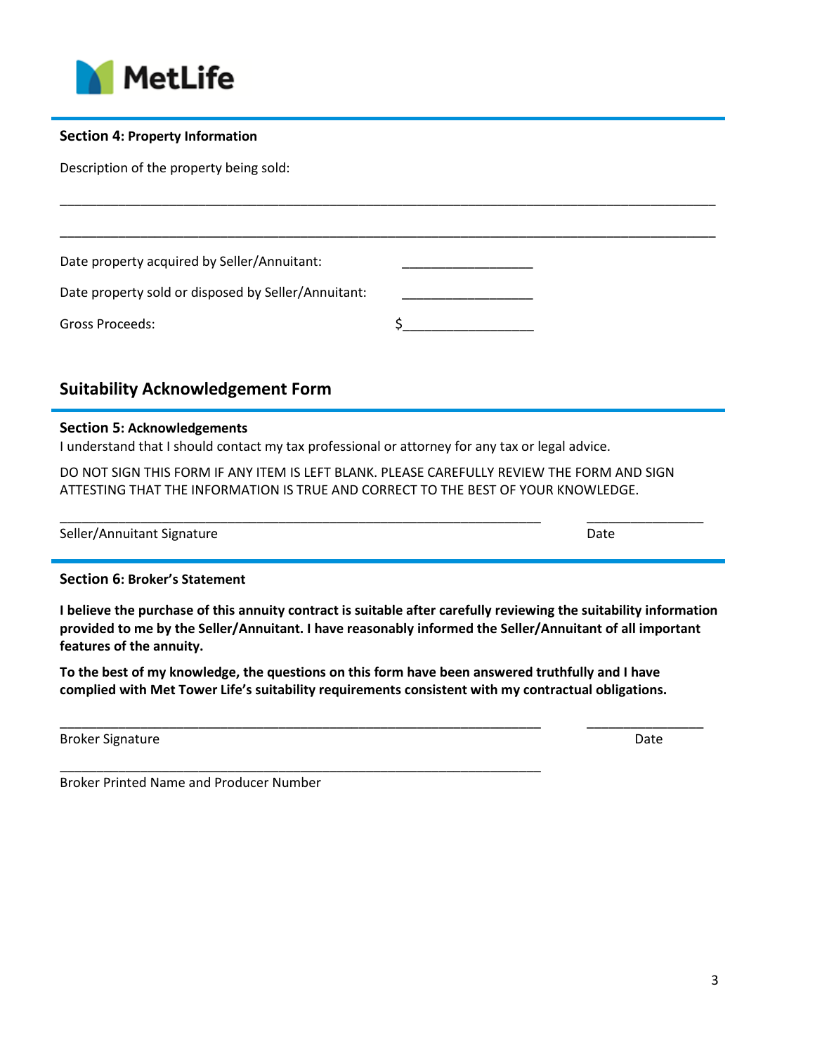**Section 4: Property Information**

Description of the property being sold:

___________________________________________________________________________________

___________________________________________________________________________________

Date property acquired by Seller/Annuitant: ________________

Date property sold or disposed by Seller/Annuitant: ________________

Gross Proceeds: $________________

## Suitability Acknowledgement Form

**Section 5: Acknowledgements**

I understand that I should contact my tax professional or attorney for any tax or legal advice.

DO NOT SIGN THIS FORM IF ANY ITEM IS LEFT BLANK. PLEASE CAREFULLY REVIEW THE FORM AND SIGN ATTESTING THAT THE INFORMATION IS TRUE AND CORRECT TO THE BEST OF YOUR KNOWLEDGE.

______________________________________________________________ ______________

Seller/Annuitant Signature Date

**Section 6: Broker's Statement**

**I believe the purchase of this annuity contract is suitable after carefully reviewing the suitability information provided to me by the Seller/Annuitant. I have reasonably informed the Seller/Annuitant of all important features of the annuity.**

**To the best of my knowledge, the questions on this form have been answered truthfully and I have complied with Met Tower Life's suitability requirements consistent with my contractual obligations.**

______________________________________________________________ ______________

Broker Signature Date

______________________________________________________________

Broker Printed Name and Producer Number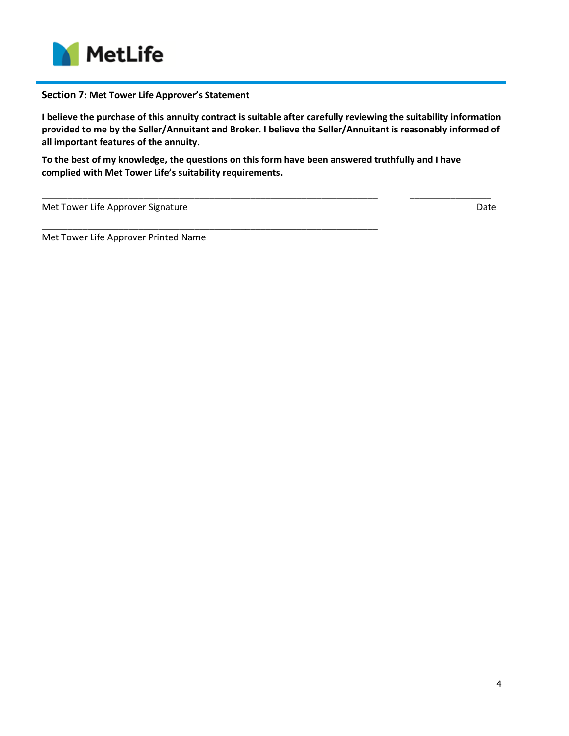## Section 7: Met Tower Life Approver's Statement

**I believe the purchase of this annuity contract is suitable after carefully reviewing the suitability information provided to me by the Seller/Annuitant and Broker. I believe the Seller/Annuitant is reasonably informed of all important features of the annuity.**

**To the best of my knowledge, the questions on this form have been answered truthfully and I have complied with Met Tower Life's suitability requirements.**

_______________________________________________________________ _______________

Met Tower Life Approver Signature Date

_______________________________________________________________

Met Tower Life Approver Printed Name